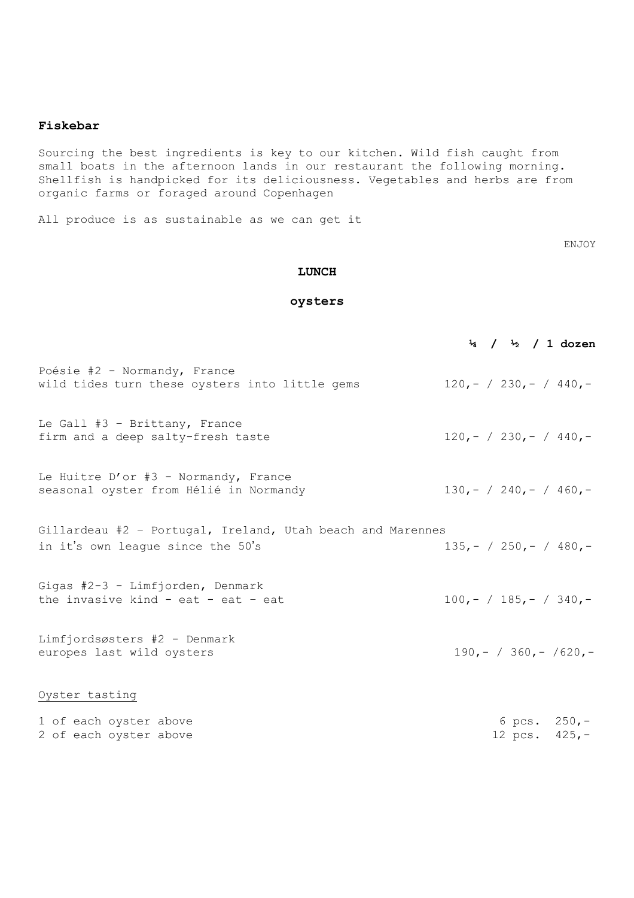**Fiskebar**

Sourcing the best ingredients is key to our kitchen. Wild fish caught from small boats in the afternoon lands in our restaurant the following morning. Shellfish is handpicked for its deliciousness. Vegetables and herbs are from organic farms or foraged around Copenhagen

All produce is as sustainable as we can get it

ENJOY

## LUNCH

### oysters

| | **¼ / ½ / 1 dozen** |
|---|---|
| Poésie #2 - Normandy, France<br>wild tides turn these oysters into little gems | 120,- / 230,- / 440,- |
| Le Gall #3 – Brittany, France<br>firm and a deep salty-fresh taste | 120,- / 230,- / 440,- |
| Le Huitre D'or #3 - Normandy, France<br>seasonal oyster from Hélié in Normandy | 130,- / 240,- / 460,- |
| Gillardeau #2 – Portugal, Ireland, Utah beach and Marennes<br>in it's own league since the 50's | 135,- / 250,- / 480,- |
| Gigas #2-3 - Limfjorden, Denmark<br>the invasive kind - eat - eat – eat | 100,- / 185,- / 340,- |
| Limfjordsøsters #2 - Denmark<br>europes last wild oysters | 190,- / 360,- /620,- |

<u>Oyster tasting</u>

| | |
|---|---|
| 1 of each oyster above | 6 pcs. 250,- |
| 2 of each oyster above | 12 pcs. 425,- |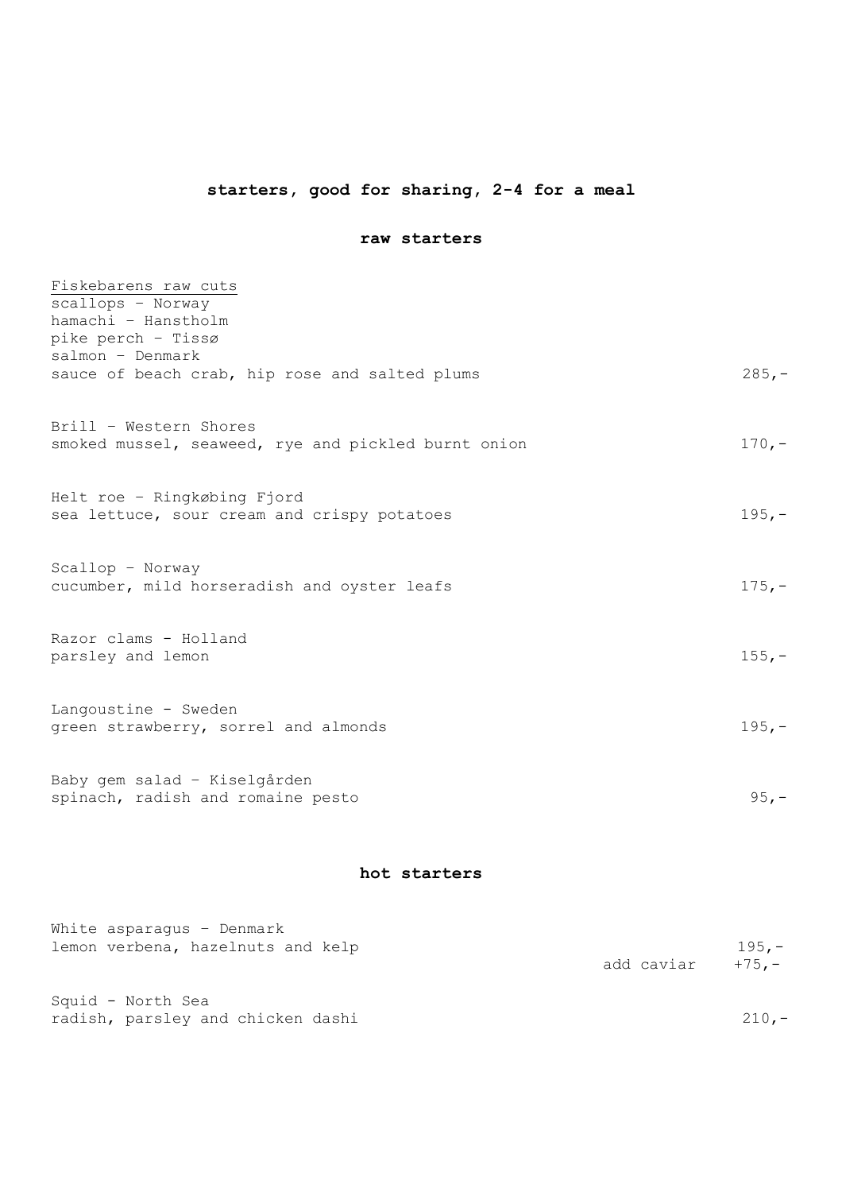## starters, good for sharing, 2-4 for a meal

### raw starters

Fiskebarens raw cuts
scallops – Norway
hamachi – Hanstholm
pike perch – Tissø
salmon – Denmark
sauce of beach crab, hip rose and salted plums — 285,-

Brill – Western Shores
smoked mussel, seaweed, rye and pickled burnt onion — 170,-

Helt roe – Ringkøbing Fjord
sea lettuce, sour cream and crispy potatoes — 195,-

Scallop – Norway
cucumber, mild horseradish and oyster leafs — 175,-

Razor clams - Holland
parsley and lemon — 155,-

Langoustine - Sweden
green strawberry, sorrel and almonds — 195,-

Baby gem salad – Kiselgården
spinach, radish and romaine pesto — 95,-

### hot starters

White asparagus – Denmark
lemon verbena, hazelnuts and kelp — 195,-
add caviar +75,-

Squid - North Sea
radish, parsley and chicken dashi — 210,-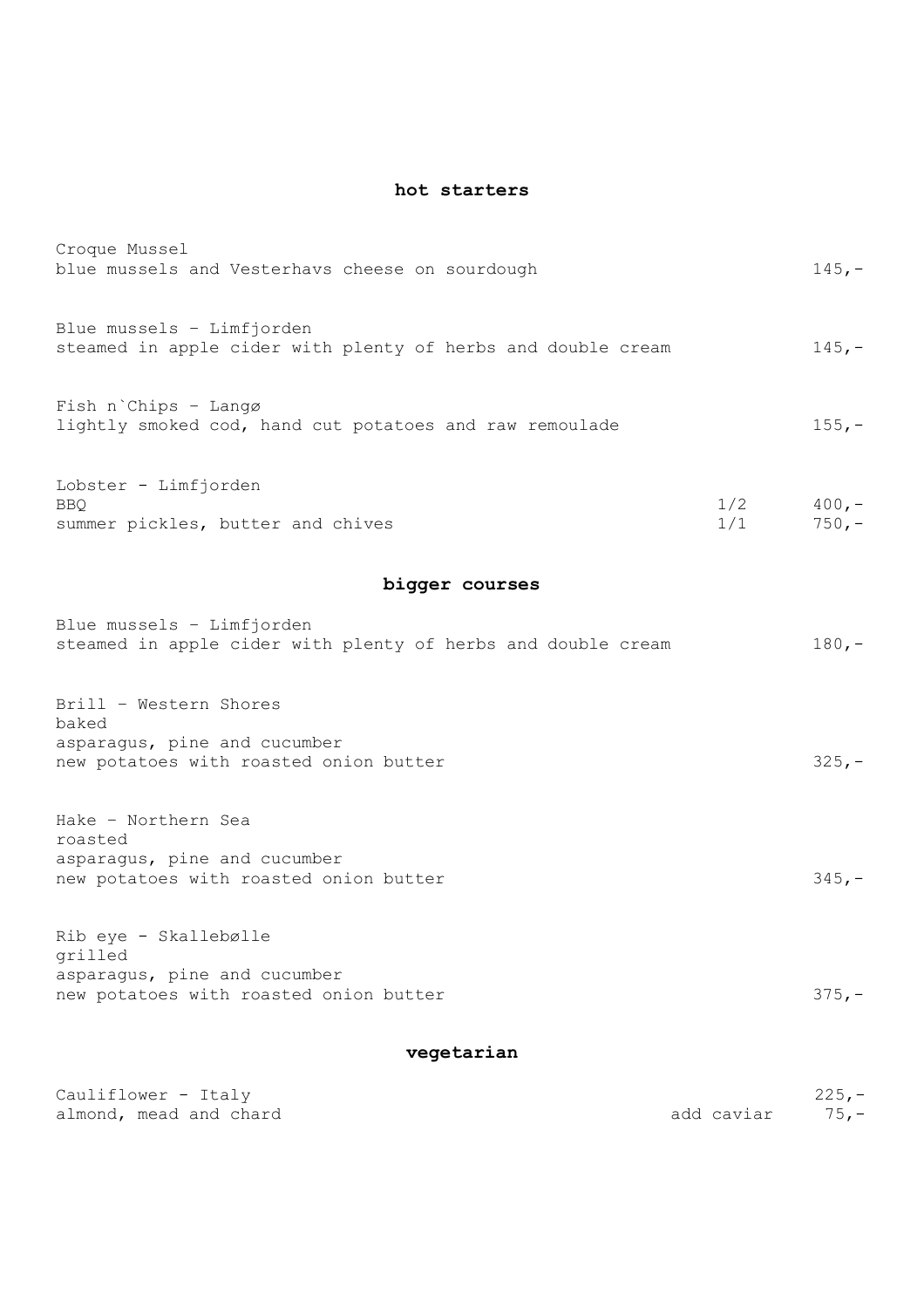## hot starters

Croque Mussel
blue mussels and Vesterhavs cheese on sourdough — 145,-

Blue mussels – Limfjorden
steamed in apple cider with plenty of herbs and double cream — 145,-

Fish n`Chips – Langø
lightly smoked cod, hand cut potatoes and raw remoulade — 155,-

Lobster - Limfjorden
BBQ — 1/2 — 400,-
summer pickles, butter and chives — 1/1 — 750,-

## bigger courses

Blue mussels – Limfjorden
steamed in apple cider with plenty of herbs and double cream — 180,-

Brill – Western Shores
baked
asparagus, pine and cucumber
new potatoes with roasted onion butter — 325,-

Hake – Northern Sea
roasted
asparagus, pine and cucumber
new potatoes with roasted onion butter — 345,-

Rib eye - Skallebølle
grilled
asparagus, pine and cucumber
new potatoes with roasted onion butter — 375,-

## vegetarian

Cauliflower - Italy — 225,-
almond, mead and chard — add caviar — 75,-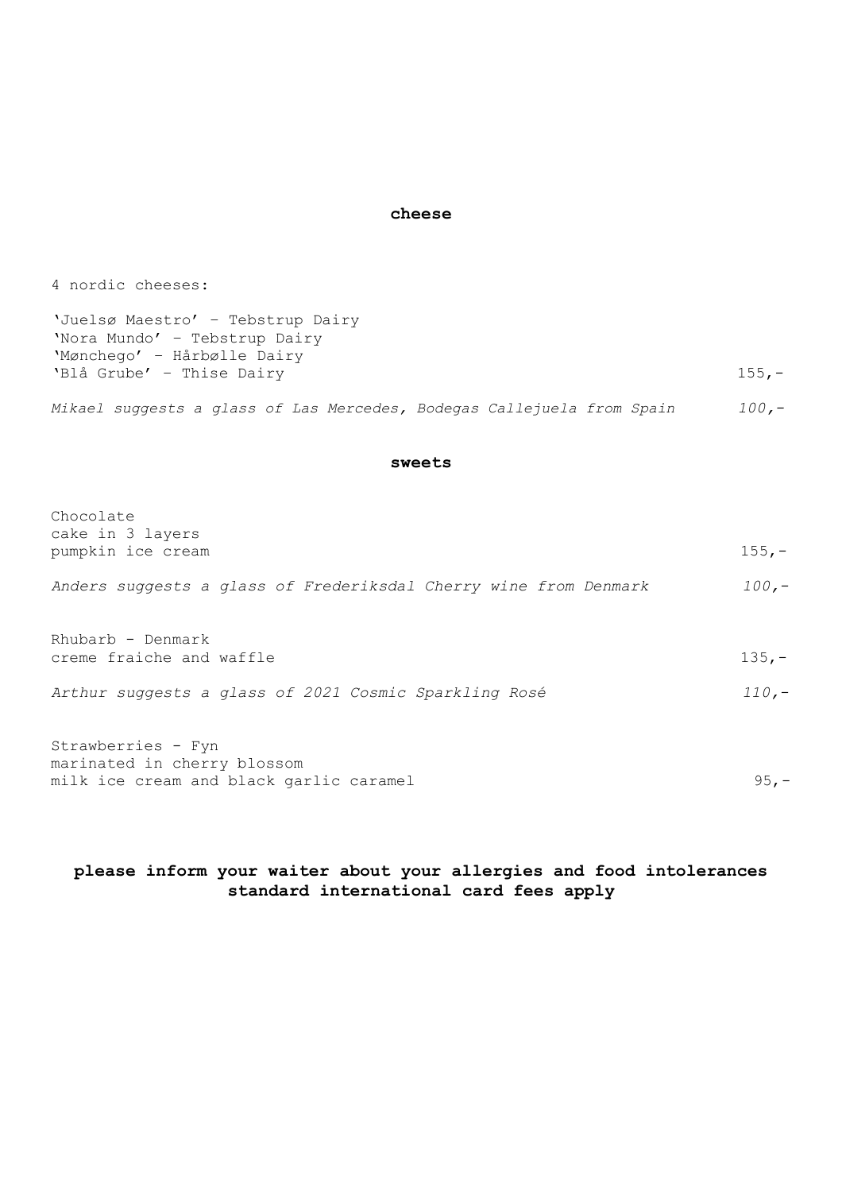## cheese

4 nordic cheeses:

'Juelsø Maestro' – Tebstrup Dairy
'Nora Mundo' – Tebstrup Dairy
'Mønchego' – Hårbølle Dairy
'Blå Grube' – Thise Dairy 155,-

*Mikael suggests a glass of Las Mercedes, Bodegas Callejuela from Spain 100,-*

## sweets

Chocolate
cake in 3 layers
pumpkin ice cream 155,-

*Anders suggests a glass of Frederiksdal Cherry wine from Denmark 100,-*

Rhubarb - Denmark
creme fraiche and waffle 135,-

*Arthur suggests a glass of 2021 Cosmic Sparkling Rosé 110,-*

Strawberries - Fyn
marinated in cherry blossom
milk ice cream and black garlic caramel 95,-

**please inform your waiter about your allergies and food intolerances**
**standard international card fees apply**